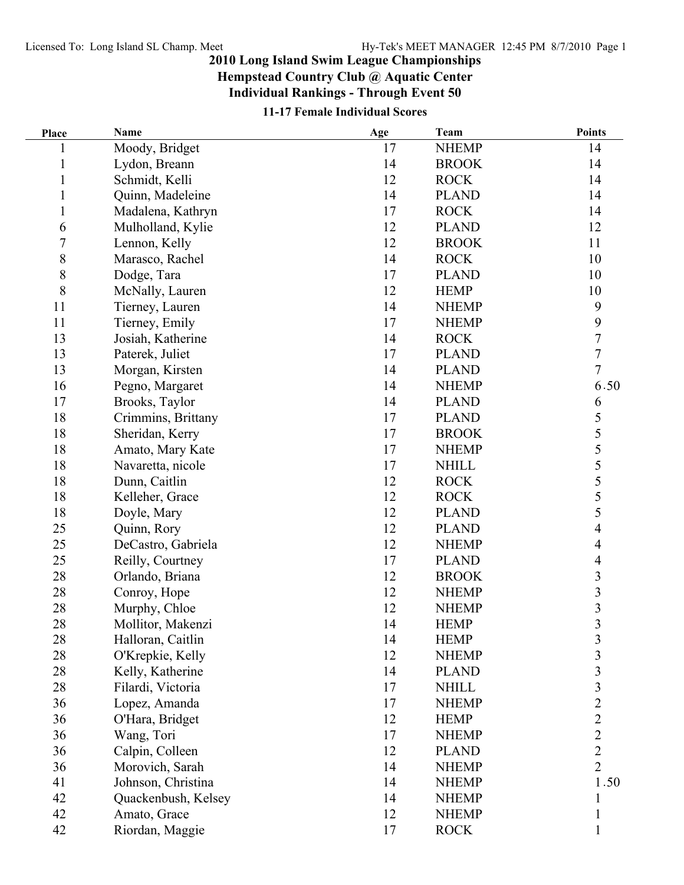# 2010 Long Island Swim League Championships

## Hempstead Country Club @ Aquatic Center

## Individual Rankings - Through Event 50

### 11-17 Female Individual Scores

| Place | Name | Age | Team | Points |
|---|---|---|---|---|
| 1 | Moody, Bridget | 17 | NHEMP | 14 |
| 1 | Lydon, Breann | 14 | BROOK | 14 |
| 1 | Schmidt, Kelli | 12 | ROCK | 14 |
| 1 | Quinn, Madeleine | 14 | PLAND | 14 |
| 1 | Madalena, Kathryn | 17 | ROCK | 14 |
| 6 | Mulholland, Kylie | 12 | PLAND | 12 |
| 7 | Lennon, Kelly | 12 | BROOK | 11 |
| 8 | Marasco, Rachel | 14 | ROCK | 10 |
| 8 | Dodge, Tara | 17 | PLAND | 10 |
| 8 | McNally, Lauren | 12 | HEMP | 10 |
| 11 | Tierney, Lauren | 14 | NHEMP | 9 |
| 11 | Tierney, Emily | 17 | NHEMP | 9 |
| 13 | Josiah, Katherine | 14 | ROCK | 7 |
| 13 | Paterek, Juliet | 17 | PLAND | 7 |
| 13 | Morgan, Kirsten | 14 | PLAND | 7 |
| 16 | Pegno, Margaret | 14 | NHEMP | 6.50 |
| 17 | Brooks, Taylor | 14 | PLAND | 6 |
| 18 | Crimmins, Brittany | 17 | PLAND | 5 |
| 18 | Sheridan, Kerry | 17 | BROOK | 5 |
| 18 | Amato, Mary Kate | 17 | NHEMP | 5 |
| 18 | Navaretta, nicole | 17 | NHILL | 5 |
| 18 | Dunn, Caitlin | 12 | ROCK | 5 |
| 18 | Kelleher, Grace | 12 | ROCK | 5 |
| 18 | Doyle, Mary | 12 | PLAND | 5 |
| 25 | Quinn, Rory | 12 | PLAND | 4 |
| 25 | DeCastro, Gabriela | 12 | NHEMP | 4 |
| 25 | Reilly, Courtney | 17 | PLAND | 4 |
| 28 | Orlando, Briana | 12 | BROOK | 3 |
| 28 | Conroy, Hope | 12 | NHEMP | 3 |
| 28 | Murphy, Chloe | 12 | NHEMP | 3 |
| 28 | Mollitor, Makenzi | 14 | HEMP | 3 |
| 28 | Halloran, Caitlin | 14 | HEMP | 3 |
| 28 | O'Krepkie, Kelly | 12 | NHEMP | 3 |
| 28 | Kelly, Katherine | 14 | PLAND | 3 |
| 28 | Filardi, Victoria | 17 | NHILL | 3 |
| 36 | Lopez, Amanda | 17 | NHEMP | 2 |
| 36 | O'Hara, Bridget | 12 | HEMP | 2 |
| 36 | Wang, Tori | 17 | NHEMP | 2 |
| 36 | Calpin, Colleen | 12 | PLAND | 2 |
| 36 | Morovich, Sarah | 14 | NHEMP | 2 |
| 41 | Johnson, Christina | 14 | NHEMP | 1.50 |
| 42 | Quackenbush, Kelsey | 14 | NHEMP | 1 |
| 42 | Amato, Grace | 12 | NHEMP | 1 |
| 42 | Riordan, Maggie | 17 | ROCK | 1 |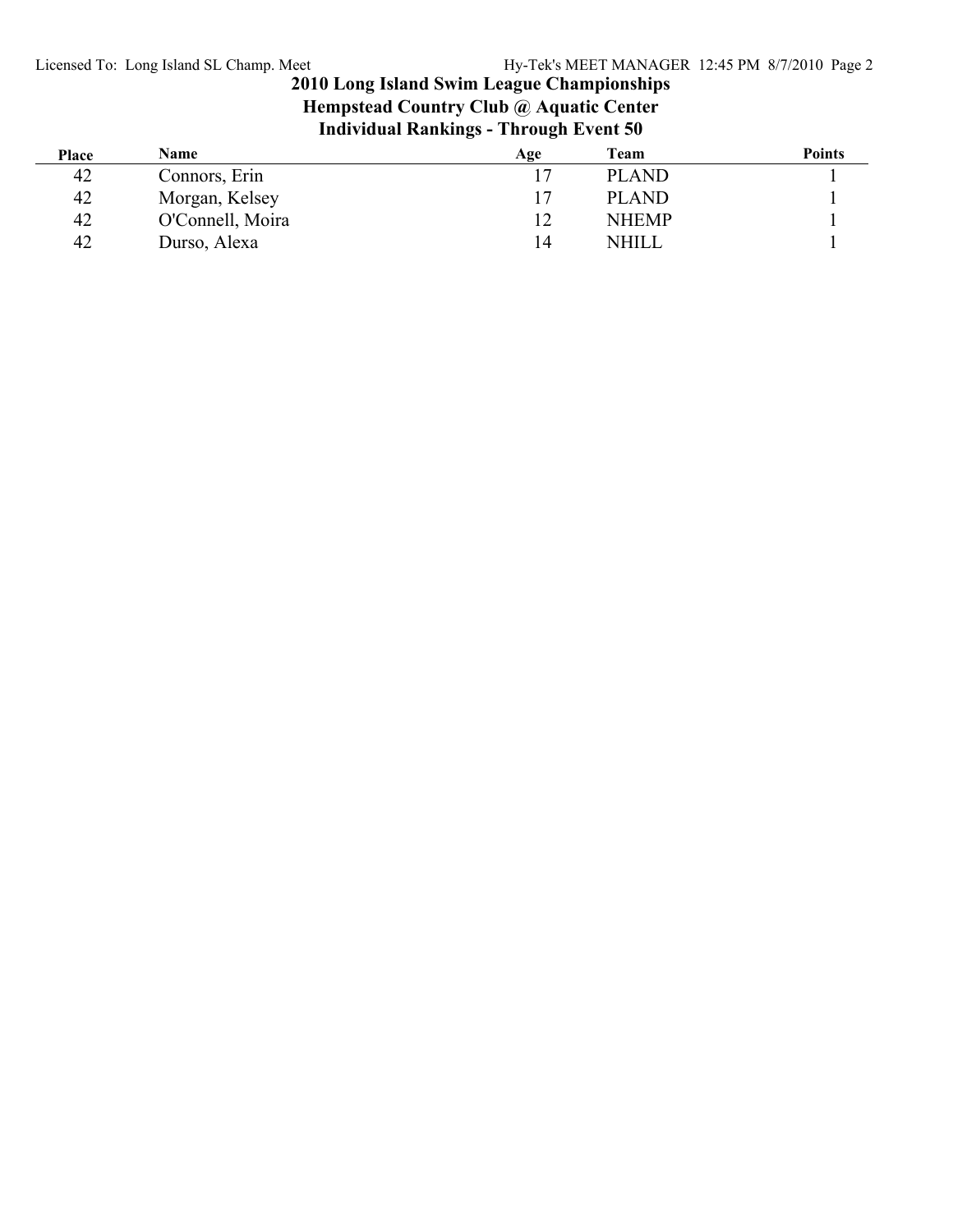# 2010 Long Island Swim League Championships

## Hempstead Country Club @ Aquatic Center

## Individual Rankings - Through Event 50

| Place | Name | Age | Team | Points |
|---|---|---|---|---|
| 42 | Connors, Erin | 17 | PLAND | 1 |
| 42 | Morgan, Kelsey | 17 | PLAND | 1 |
| 42 | O'Connell, Moira | 12 | NHEMP | 1 |
| 42 | Durso, Alexa | 14 | NHILL | 1 |